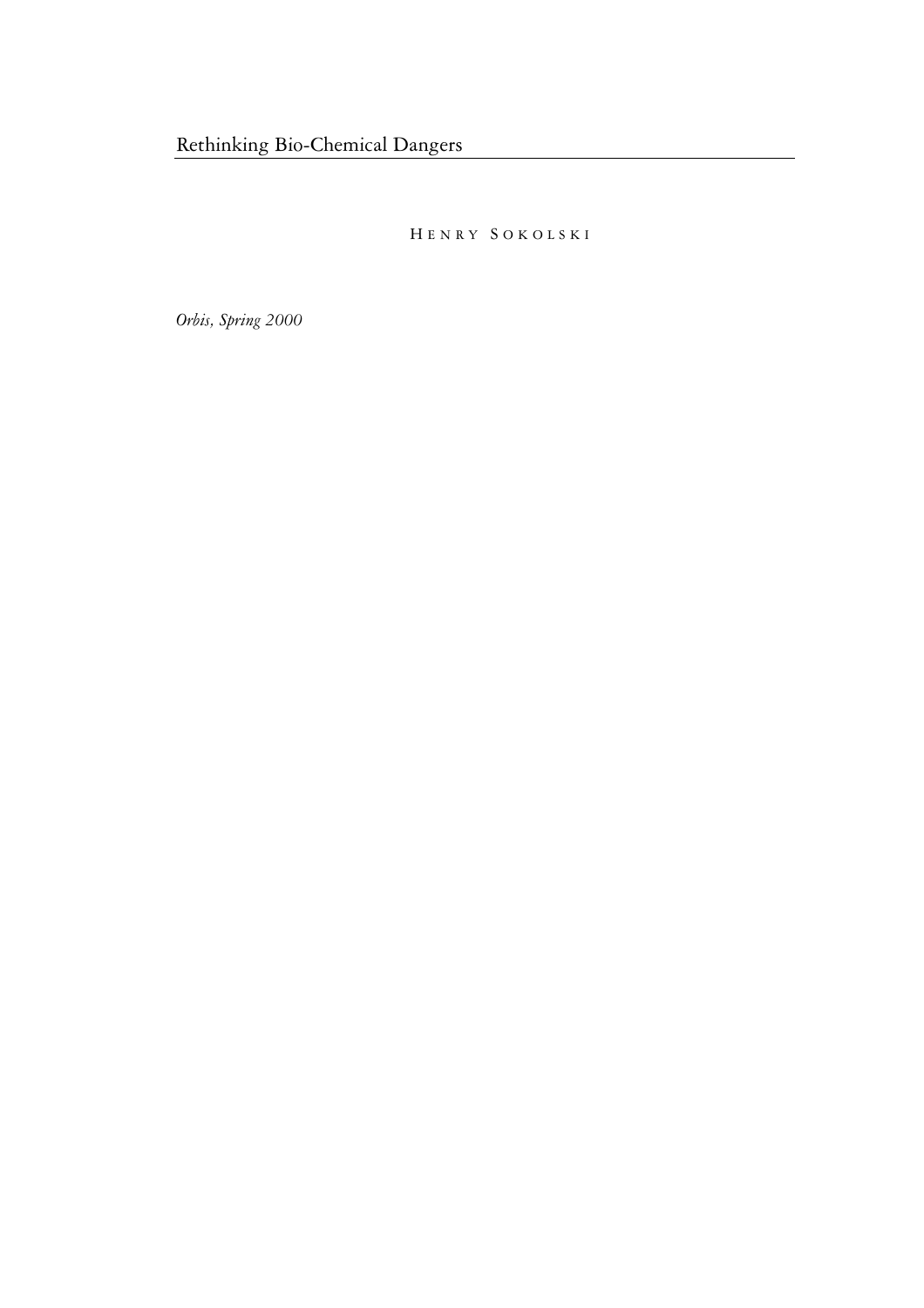# Rethinking Bio-Chemical Dangers

HENRY SOKOLSKI

*Orbis, Spring 2000*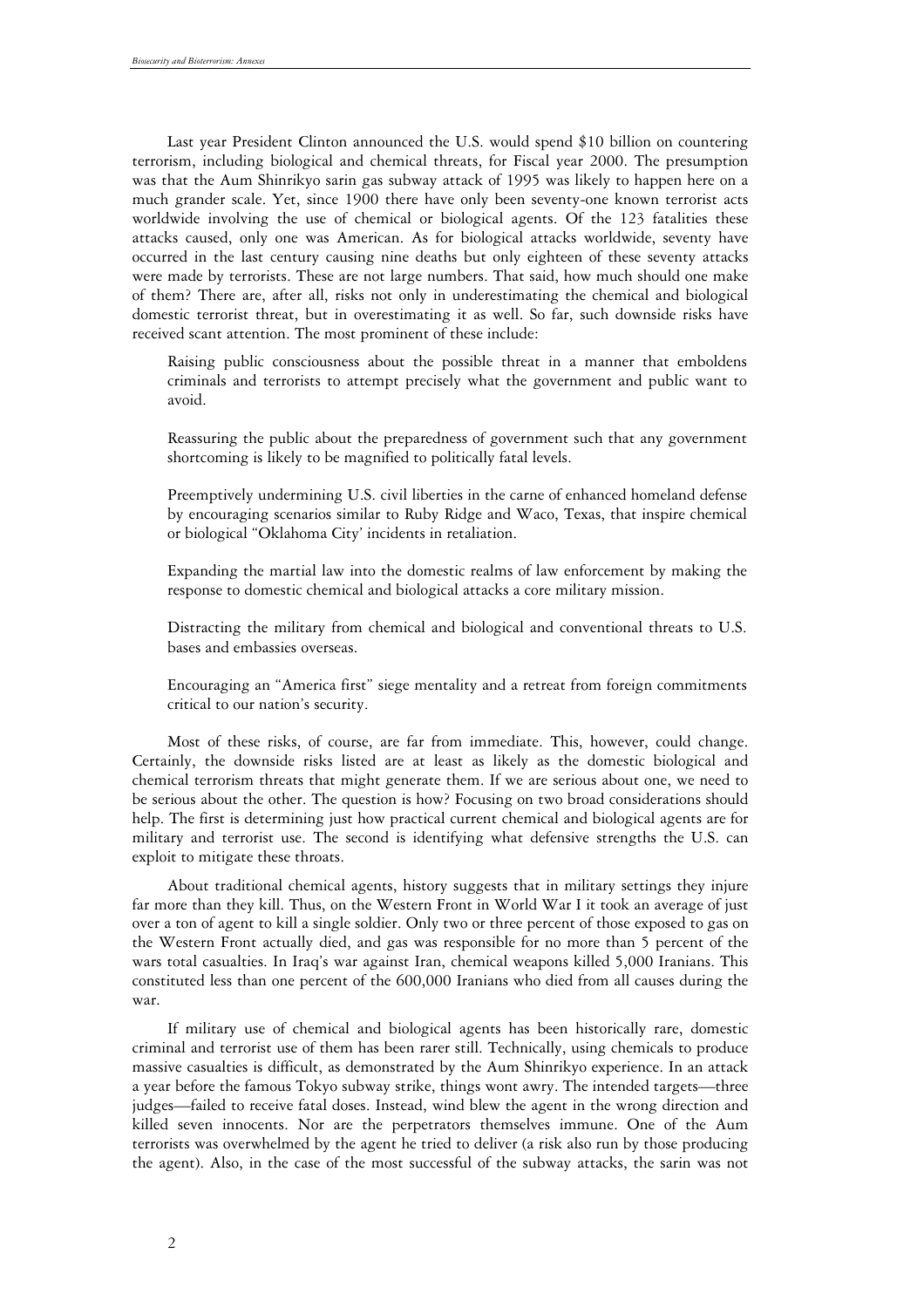Last year President Clinton announced the U.S. would spend $10 billion on countering terrorism, including biological and chemical threats, for Fiscal year 2000. The presumption was that the Aum Shinrikyo sarin gas subway attack of 1995 was likely to happen here on a much grander scale. Yet, since 1900 there have only been seventy-one known terrorist acts worldwide involving the use of chemical or biological agents. Of the 123 fatalities these attacks caused, only one was American. As for biological attacks worldwide, seventy have occurred in the last century causing nine deaths but only eighteen of these seventy attacks were made by terrorists. These are not large numbers. That said, how much should one make of them? There are, after all, risks not only in underestimating the chemical and biological domestic terrorist threat, but in overestimating it as well. So far, such downside risks have received scant attention. The most prominent of these include:

> Raising public consciousness about the possible threat in a manner that emboldens criminals and terrorists to attempt precisely what the government and public want to avoid.
>
> Reassuring the public about the preparedness of government such that any government shortcoming is likely to be magnified to politically fatal levels.
>
> Preemptively undermining U.S. civil liberties in the carne of enhanced homeland defense by encouraging scenarios similar to Ruby Ridge and Waco, Texas, that inspire chemical or biological "Oklahoma City' incidents in retaliation.
>
> Expanding the martial law into the domestic realms of law enforcement by making the response to domestic chemical and biological attacks a core military mission.
>
> Distracting the military from chemical and biological and conventional threats to U.S. bases and embassies overseas.
>
> Encouraging an "America first" siege mentality and a retreat from foreign commitments critical to our nation's security.

Most of these risks, of course, are far from immediate. This, however, could change. Certainly, the downside risks listed are at least as likely as the domestic biological and chemical terrorism threats that might generate them. If we are serious about one, we need to be serious about the other. The question is how? Focusing on two broad considerations should help. The first is determining just how practical current chemical and biological agents are for military and terrorist use. The second is identifying what defensive strengths the U.S. can exploit to mitigate these throats.

About traditional chemical agents, history suggests that in military settings they injure far more than they kill. Thus, on the Western Front in World War I it took an average of just over a ton of agent to kill a single soldier. Only two or three percent of those exposed to gas on the Western Front actually died, and gas was responsible for no more than 5 percent of the wars total casualties. In Iraq's war against Iran, chemical weapons killed 5,000 Iranians. This constituted less than one percent of the 600,000 Iranians who died from all causes during the war.

If military use of chemical and biological agents has been historically rare, domestic criminal and terrorist use of them has been rarer still. Technically, using chemicals to produce massive casualties is difficult, as demonstrated by the Aum Shinrikyo experience. In an attack a year before the famous Tokyo subway strike, things wont awry. The intended targets—three judges—failed to receive fatal doses. Instead, wind blew the agent in the wrong direction and killed seven innocents. Nor are the perpetrators themselves immune. One of the Aum terrorists was overwhelmed by the agent he tried to deliver (a risk also run by those producing the agent). Also, in the case of the most successful of the subway attacks, the sarin was not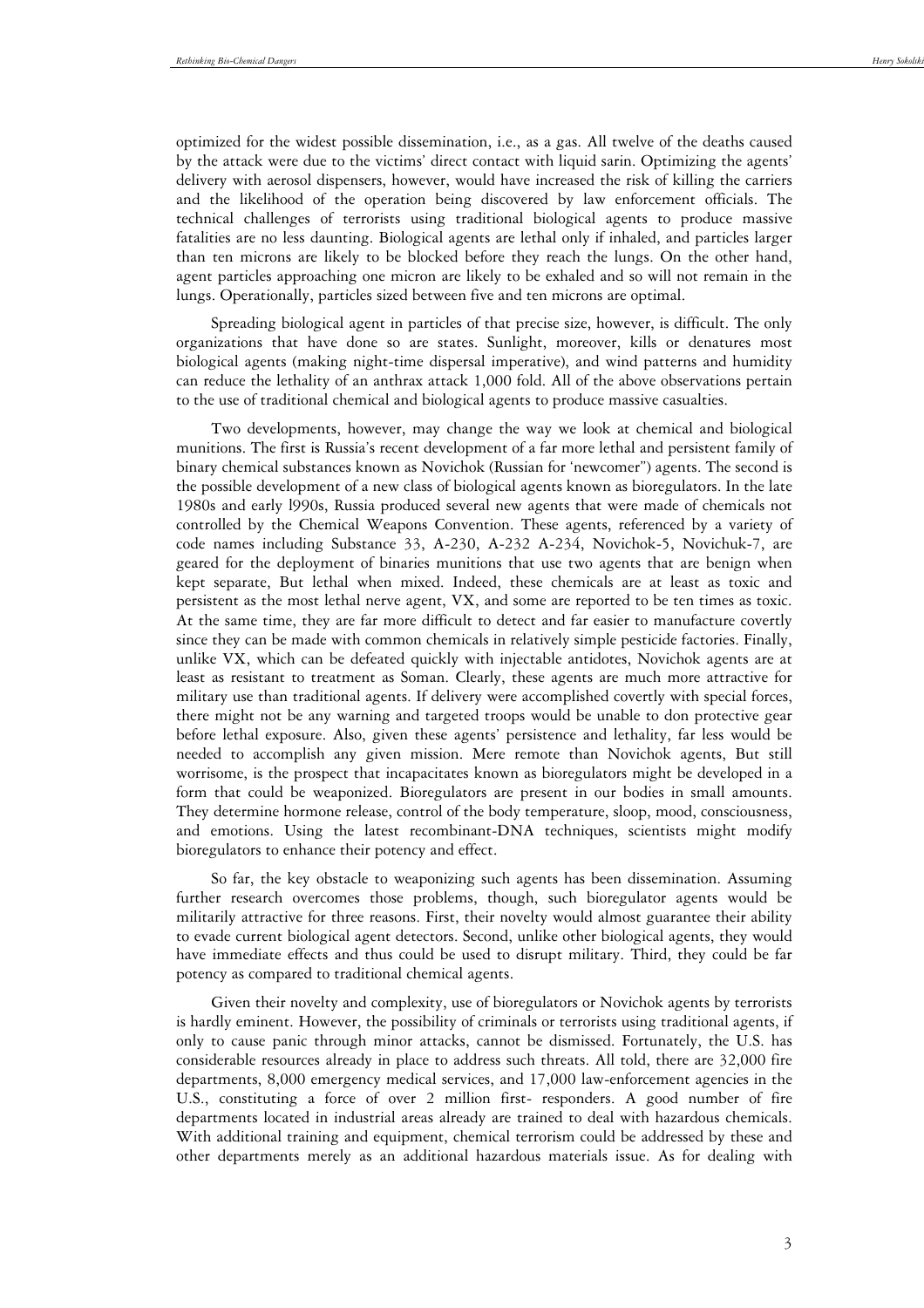optimized for the widest possible dissemination, i.e., as a gas. All twelve of the deaths caused by the attack were due to the victims' direct contact with liquid sarin. Optimizing the agents' delivery with aerosol dispensers, however, would have increased the risk of killing the carriers and the likelihood of the operation being discovered by law enforcement officials. The technical challenges of terrorists using traditional biological agents to produce massive fatalities are no less daunting. Biological agents are lethal only if inhaled, and particles larger than ten microns are likely to be blocked before they reach the lungs. On the other hand, agent particles approaching one micron are likely to be exhaled and so will not remain in the lungs. Operationally, particles sized between five and ten microns are optimal.

Spreading biological agent in particles of that precise size, however, is difficult. The only organizations that have done so are states. Sunlight, moreover, kills or denatures most biological agents (making night-time dispersal imperative), and wind patterns and humidity can reduce the lethality of an anthrax attack 1,000 fold. All of the above observations pertain to the use of traditional chemical and biological agents to produce massive casualties.

Two developments, however, may change the way we look at chemical and biological munitions. The first is Russia's recent development of a far more lethal and persistent family of binary chemical substances known as Novichok (Russian for 'newcomer") agents. The second is the possible development of a new class of biological agents known as bioregulators. In the late 1980s and early l990s, Russia produced several new agents that were made of chemicals not controlled by the Chemical Weapons Convention. These agents, referenced by a variety of code names including Substance 33, A-230, A-232 A-234, Novichok-5, Novichuk-7, are geared for the deployment of binaries munitions that use two agents that are benign when kept separate, But lethal when mixed. Indeed, these chemicals are at least as toxic and persistent as the most lethal nerve agent, VX, and some are reported to be ten times as toxic. At the same time, they are far more difficult to detect and far easier to manufacture covertly since they can be made with common chemicals in relatively simple pesticide factories. Finally, unlike VX, which can be defeated quickly with injectable antidotes, Novichok agents are at least as resistant to treatment as Soman. Clearly, these agents are much more attractive for military use than traditional agents. If delivery were accomplished covertly with special forces, there might not be any warning and targeted troops would be unable to don protective gear before lethal exposure. Also, given these agents' persistence and lethality, far less would be needed to accomplish any given mission. Mere remote than Novichok agents, But still worrisome, is the prospect that incapacitates known as bioregulators might be developed in a form that could be weaponized. Bioregulators are present in our bodies in small amounts. They determine hormone release, control of the body temperature, sloop, mood, consciousness, and emotions. Using the latest recombinant-DNA techniques, scientists might modify bioregulators to enhance their potency and effect.

So far, the key obstacle to weaponizing such agents has been dissemination. Assuming further research overcomes those problems, though, such bioregulator agents would be militarily attractive for three reasons. First, their novelty would almost guarantee their ability to evade current biological agent detectors. Second, unlike other biological agents, they would have immediate effects and thus could be used to disrupt military. Third, they could be far potency as compared to traditional chemical agents.

Given their novelty and complexity, use of bioregulators or Novichok agents by terrorists is hardly eminent. However, the possibility of criminals or terrorists using traditional agents, if only to cause panic through minor attacks, cannot be dismissed. Fortunately, the U.S. has considerable resources already in place to address such threats. All told, there are 32,000 fire departments, 8,000 emergency medical services, and 17,000 law-enforcement agencies in the U.S., constituting a force of over 2 million first- responders. A good number of fire departments located in industrial areas already are trained to deal with hazardous chemicals. With additional training and equipment, chemical terrorism could be addressed by these and other departments merely as an additional hazardous materials issue. As for dealing with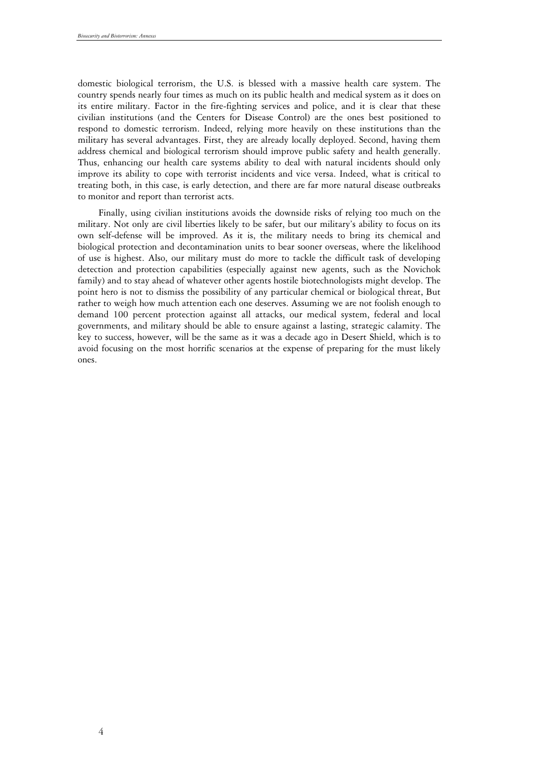domestic biological terrorism, the U.S. is blessed with a massive health care system. The country spends nearly four times as much on its public health and medical system as it does on its entire military. Factor in the fire-fighting services and police, and it is clear that these civilian institutions (and the Centers for Disease Control) are the ones best positioned to respond to domestic terrorism. Indeed, relying more heavily on these institutions than the military has several advantages. First, they are already locally deployed. Second, having them address chemical and biological terrorism should improve public safety and health generally. Thus, enhancing our health care systems ability to deal with natural incidents should only improve its ability to cope with terrorist incidents and vice versa. Indeed, what is critical to treating both, in this case, is early detection, and there are far more natural disease outbreaks to monitor and report than terrorist acts.

Finally, using civilian institutions avoids the downside risks of relying too much on the military. Not only are civil liberties likely to be safer, but our military's ability to focus on its own self-defense will be improved. As it is, the military needs to bring its chemical and biological protection and decontamination units to bear sooner overseas, where the likelihood of use is highest. Also, our military must do more to tackle the difficult task of developing detection and protection capabilities (especially against new agents, such as the Novichok family) and to stay ahead of whatever other agents hostile biotechnologists might develop. The point hero is not to dismiss the possibility of any particular chemical or biological threat, But rather to weigh how much attention each one deserves. Assuming we are not foolish enough to demand 100 percent protection against all attacks, our medical system, federal and local governments, and military should be able to ensure against a lasting, strategic calamity. The key to success, however, will be the same as it was a decade ago in Desert Shield, which is to avoid focusing on the most horrific scenarios at the expense of preparing for the must likely ones.